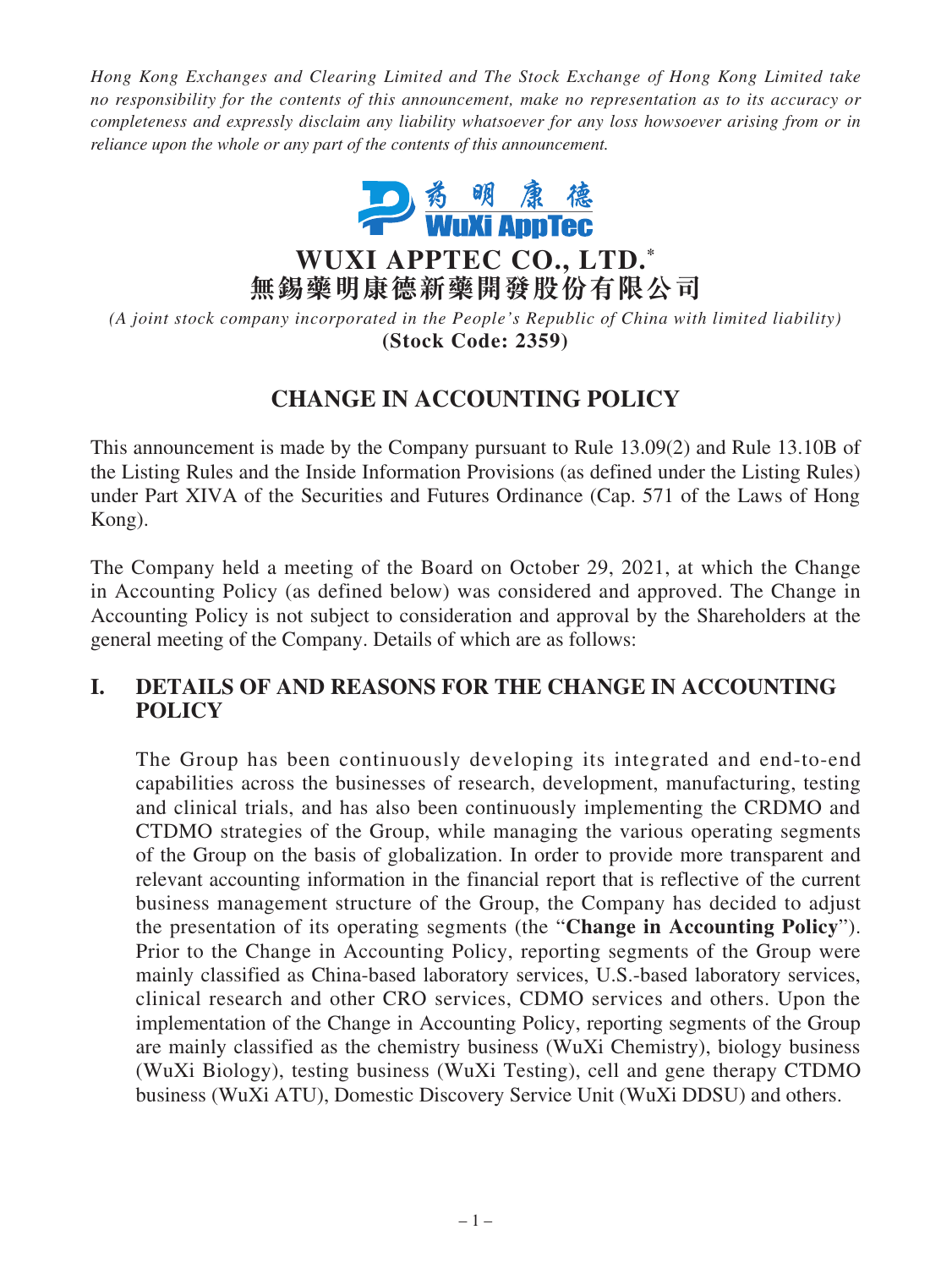*Hong Kong Exchanges and Clearing Limited and The Stock Exchange of Hong Kong Limited take no responsibility for the contents of this announcement, make no representation as to its accuracy or completeness and expressly disclaim any liability whatsoever for any loss howsoever arising from or in reliance upon the whole or any part of the contents of this announcement.*

# WUXI APPTEC CO., LTD.*
# 無錫藥明康德新藥開發股份有限公司

*(A joint stock company incorporated in the People's Republic of China with limited liability)*
**(Stock Code: 2359)**

## CHANGE IN ACCOUNTING POLICY

This announcement is made by the Company pursuant to Rule 13.09(2) and Rule 13.10B of the Listing Rules and the Inside Information Provisions (as defined under the Listing Rules) under Part XIVA of the Securities and Futures Ordinance (Cap. 571 of the Laws of Hong Kong).

The Company held a meeting of the Board on October 29, 2021, at which the Change in Accounting Policy (as defined below) was considered and approved. The Change in Accounting Policy is not subject to consideration and approval by the Shareholders at the general meeting of the Company. Details of which are as follows:

## I. DETAILS OF AND REASONS FOR THE CHANGE IN ACCOUNTING POLICY

The Group has been continuously developing its integrated and end-to-end capabilities across the businesses of research, development, manufacturing, testing and clinical trials, and has also been continuously implementing the CRDMO and CTDMO strategies of the Group, while managing the various operating segments of the Group on the basis of globalization. In order to provide more transparent and relevant accounting information in the financial report that is reflective of the current business management structure of the Group, the Company has decided to adjust the presentation of its operating segments (the "**Change in Accounting Policy**"). Prior to the Change in Accounting Policy, reporting segments of the Group were mainly classified as China-based laboratory services, U.S.-based laboratory services, clinical research and other CRO services, CDMO services and others. Upon the implementation of the Change in Accounting Policy, reporting segments of the Group are mainly classified as the chemistry business (WuXi Chemistry), biology business (WuXi Biology), testing business (WuXi Testing), cell and gene therapy CTDMO business (WuXi ATU), Domestic Discovery Service Unit (WuXi DDSU) and others.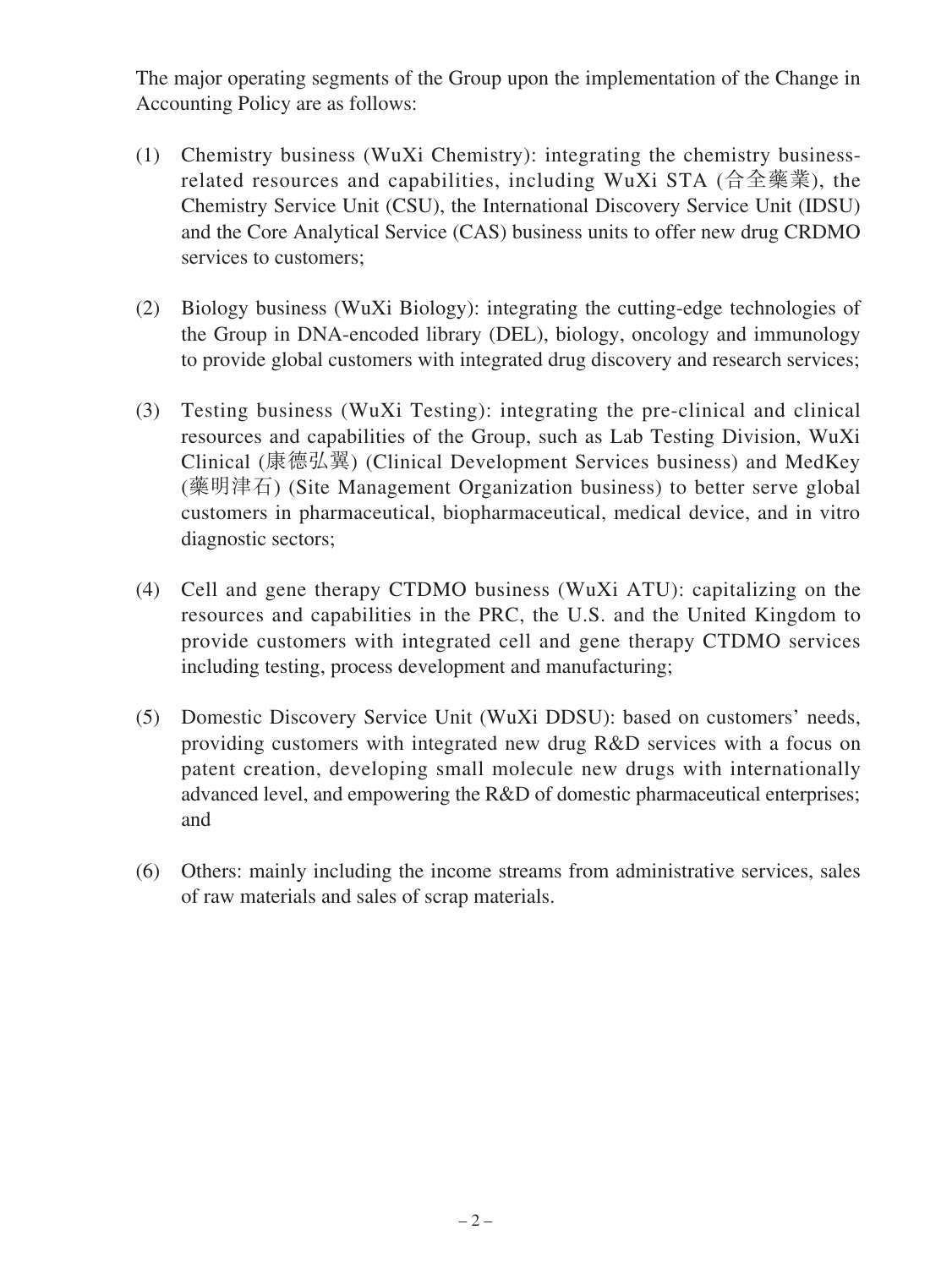The major operating segments of the Group upon the implementation of the Change in Accounting Policy are as follows:

(1) Chemistry business (WuXi Chemistry): integrating the chemistry business-related resources and capabilities, including WuXi STA (合全藥業), the Chemistry Service Unit (CSU), the International Discovery Service Unit (IDSU) and the Core Analytical Service (CAS) business units to offer new drug CRDMO services to customers;

(2) Biology business (WuXi Biology): integrating the cutting-edge technologies of the Group in DNA-encoded library (DEL), biology, oncology and immunology to provide global customers with integrated drug discovery and research services;

(3) Testing business (WuXi Testing): integrating the pre-clinical and clinical resources and capabilities of the Group, such as Lab Testing Division, WuXi Clinical (康德弘翼) (Clinical Development Services business) and MedKey (藥明津石) (Site Management Organization business) to better serve global customers in pharmaceutical, biopharmaceutical, medical device, and in vitro diagnostic sectors;

(4) Cell and gene therapy CTDMO business (WuXi ATU): capitalizing on the resources and capabilities in the PRC, the U.S. and the United Kingdom to provide customers with integrated cell and gene therapy CTDMO services including testing, process development and manufacturing;

(5) Domestic Discovery Service Unit (WuXi DDSU): based on customers' needs, providing customers with integrated new drug R&D services with a focus on patent creation, developing small molecule new drugs with internationally advanced level, and empowering the R&D of domestic pharmaceutical enterprises; and

(6) Others: mainly including the income streams from administrative services, sales of raw materials and sales of scrap materials.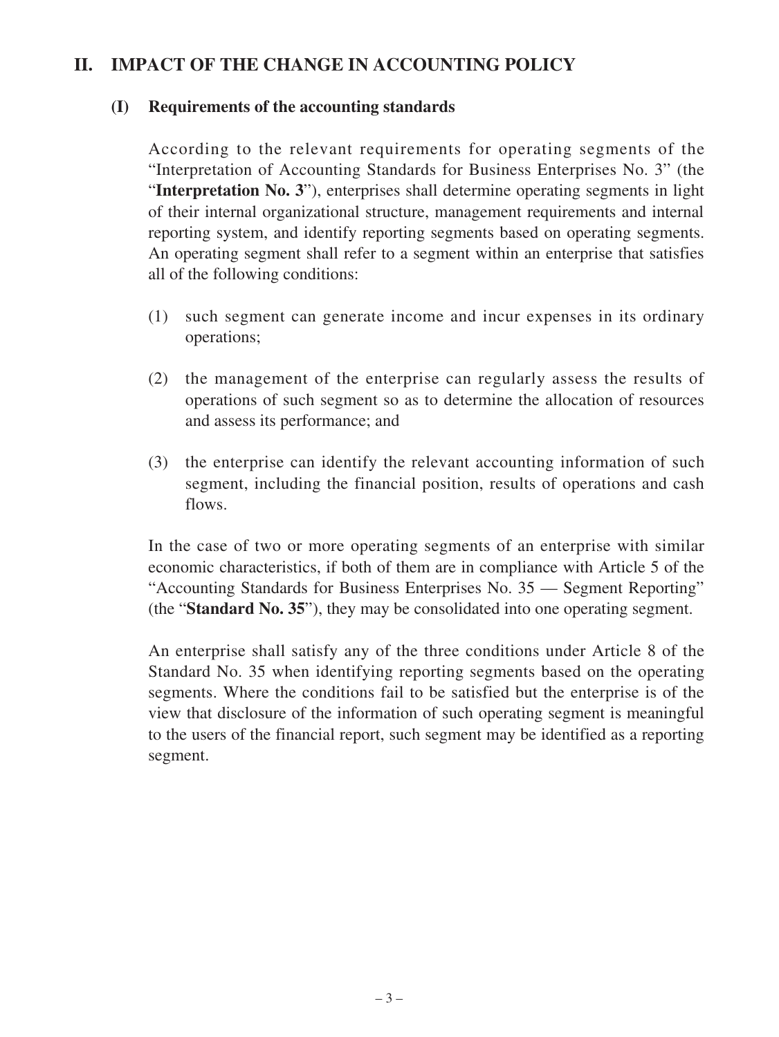## II. IMPACT OF THE CHANGE IN ACCOUNTING POLICY

### (I) Requirements of the accounting standards

According to the relevant requirements for operating segments of the "Interpretation of Accounting Standards for Business Enterprises No. 3" (the "**Interpretation No. 3**"), enterprises shall determine operating segments in light of their internal organizational structure, management requirements and internal reporting system, and identify reporting segments based on operating segments. An operating segment shall refer to a segment within an enterprise that satisfies all of the following conditions:

(1) such segment can generate income and incur expenses in its ordinary operations;

(2) the management of the enterprise can regularly assess the results of operations of such segment so as to determine the allocation of resources and assess its performance; and

(3) the enterprise can identify the relevant accounting information of such segment, including the financial position, results of operations and cash flows.

In the case of two or more operating segments of an enterprise with similar economic characteristics, if both of them are in compliance with Article 5 of the "Accounting Standards for Business Enterprises No. 35 — Segment Reporting" (the "**Standard No. 35**"), they may be consolidated into one operating segment.

An enterprise shall satisfy any of the three conditions under Article 8 of the Standard No. 35 when identifying reporting segments based on the operating segments. Where the conditions fail to be satisfied but the enterprise is of the view that disclosure of the information of such operating segment is meaningful to the users of the financial report, such segment may be identified as a reporting segment.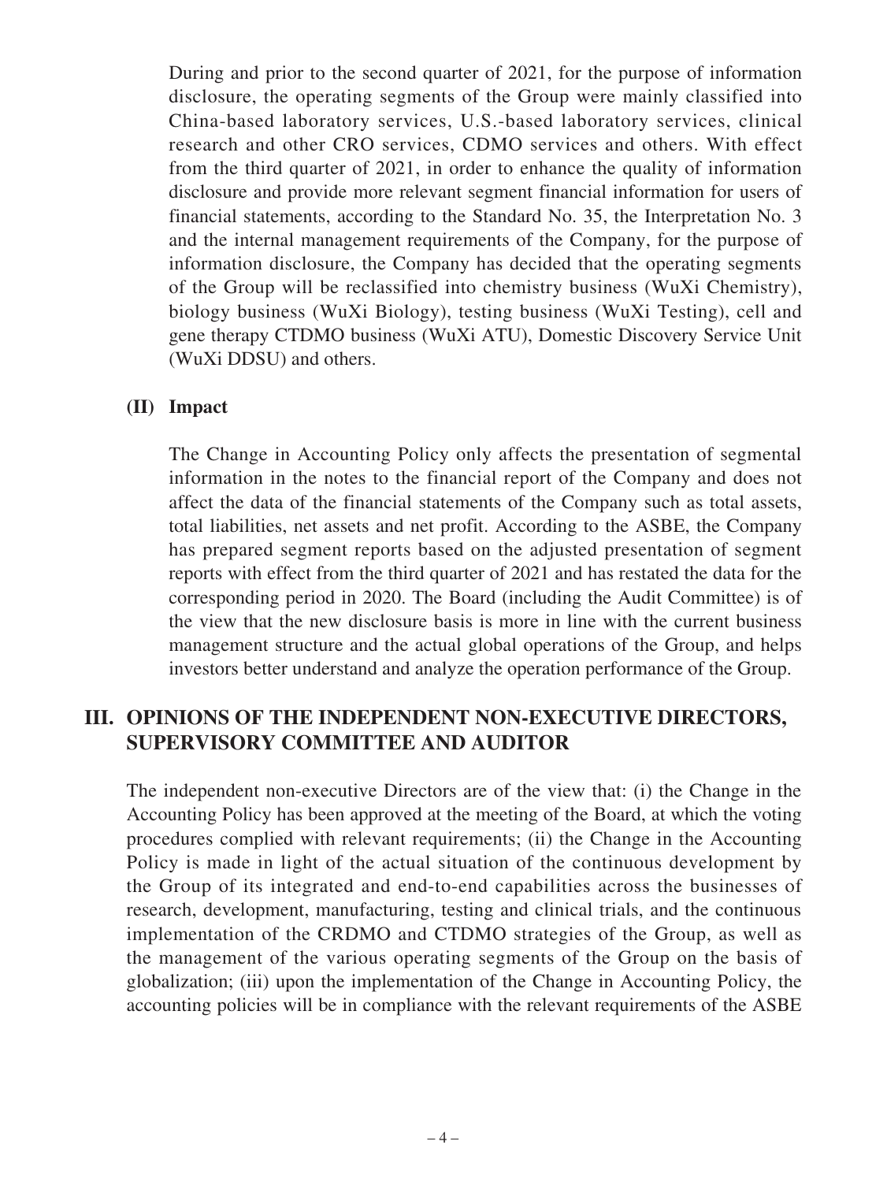During and prior to the second quarter of 2021, for the purpose of information disclosure, the operating segments of the Group were mainly classified into China-based laboratory services, U.S.-based laboratory services, clinical research and other CRO services, CDMO services and others. With effect from the third quarter of 2021, in order to enhance the quality of information disclosure and provide more relevant segment financial information for users of financial statements, according to the Standard No. 35, the Interpretation No. 3 and the internal management requirements of the Company, for the purpose of information disclosure, the Company has decided that the operating segments of the Group will be reclassified into chemistry business (WuXi Chemistry), biology business (WuXi Biology), testing business (WuXi Testing), cell and gene therapy CTDMO business (WuXi ATU), Domestic Discovery Service Unit (WuXi DDSU) and others.

### (II) Impact

The Change in Accounting Policy only affects the presentation of segmental information in the notes to the financial report of the Company and does not affect the data of the financial statements of the Company such as total assets, total liabilities, net assets and net profit. According to the ASBE, the Company has prepared segment reports based on the adjusted presentation of segment reports with effect from the third quarter of 2021 and has restated the data for the corresponding period in 2020. The Board (including the Audit Committee) is of the view that the new disclosure basis is more in line with the current business management structure and the actual global operations of the Group, and helps investors better understand and analyze the operation performance of the Group.

## III. OPINIONS OF THE INDEPENDENT NON-EXECUTIVE DIRECTORS, SUPERVISORY COMMITTEE AND AUDITOR

The independent non-executive Directors are of the view that: (i) the Change in the Accounting Policy has been approved at the meeting of the Board, at which the voting procedures complied with relevant requirements; (ii) the Change in the Accounting Policy is made in light of the actual situation of the continuous development by the Group of its integrated and end-to-end capabilities across the businesses of research, development, manufacturing, testing and clinical trials, and the continuous implementation of the CRDMO and CTDMO strategies of the Group, as well as the management of the various operating segments of the Group on the basis of globalization; (iii) upon the implementation of the Change in Accounting Policy, the accounting policies will be in compliance with the relevant requirements of the ASBE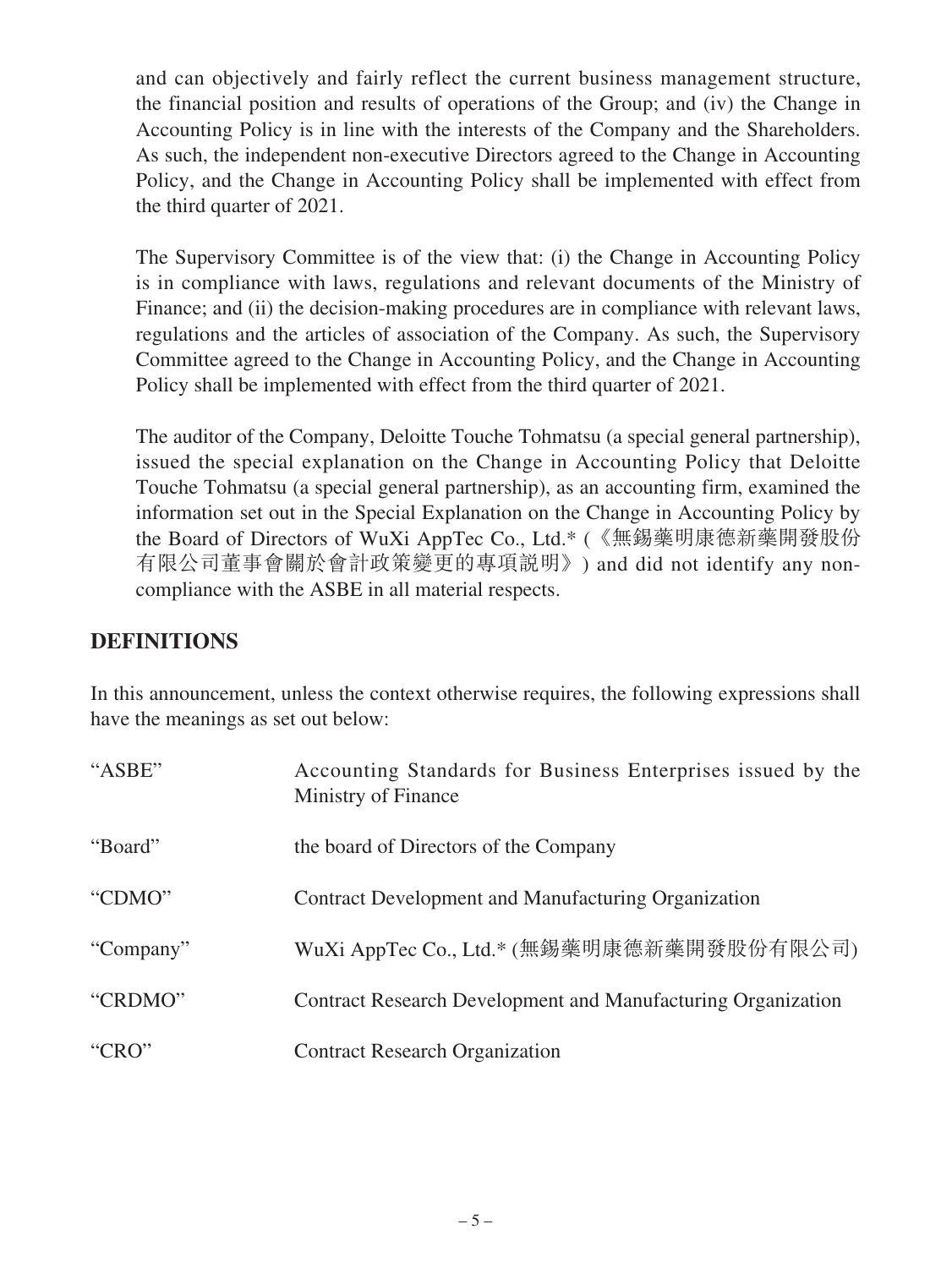and can objectively and fairly reflect the current business management structure, the financial position and results of operations of the Group; and (iv) the Change in Accounting Policy is in line with the interests of the Company and the Shareholders. As such, the independent non-executive Directors agreed to the Change in Accounting Policy, and the Change in Accounting Policy shall be implemented with effect from the third quarter of 2021.

The Supervisory Committee is of the view that: (i) the Change in Accounting Policy is in compliance with laws, regulations and relevant documents of the Ministry of Finance; and (ii) the decision-making procedures are in compliance with relevant laws, regulations and the articles of association of the Company. As such, the Supervisory Committee agreed to the Change in Accounting Policy, and the Change in Accounting Policy shall be implemented with effect from the third quarter of 2021.

The auditor of the Company, Deloitte Touche Tohmatsu (a special general partnership), issued the special explanation on the Change in Accounting Policy that Deloitte Touche Tohmatsu (a special general partnership), as an accounting firm, examined the information set out in the Special Explanation on the Change in Accounting Policy by the Board of Directors of WuXi AppTec Co., Ltd.* (《無錫藥明康德新藥開發股份有限公司董事會關於會計政策變更的專項說明》) and did not identify any non-compliance with the ASBE in all material respects.

## DEFINITIONS

In this announcement, unless the context otherwise requires, the following expressions shall have the meanings as set out below:

| | |
|---|---|
| "ASBE" | Accounting Standards for Business Enterprises issued by the Ministry of Finance |
| "Board" | the board of Directors of the Company |
| "CDMO" | Contract Development and Manufacturing Organization |
| "Company" | WuXi AppTec Co., Ltd.* (無錫藥明康德新藥開發股份有限公司) |
| "CRDMO" | Contract Research Development and Manufacturing Organization |
| "CRO" | Contract Research Organization |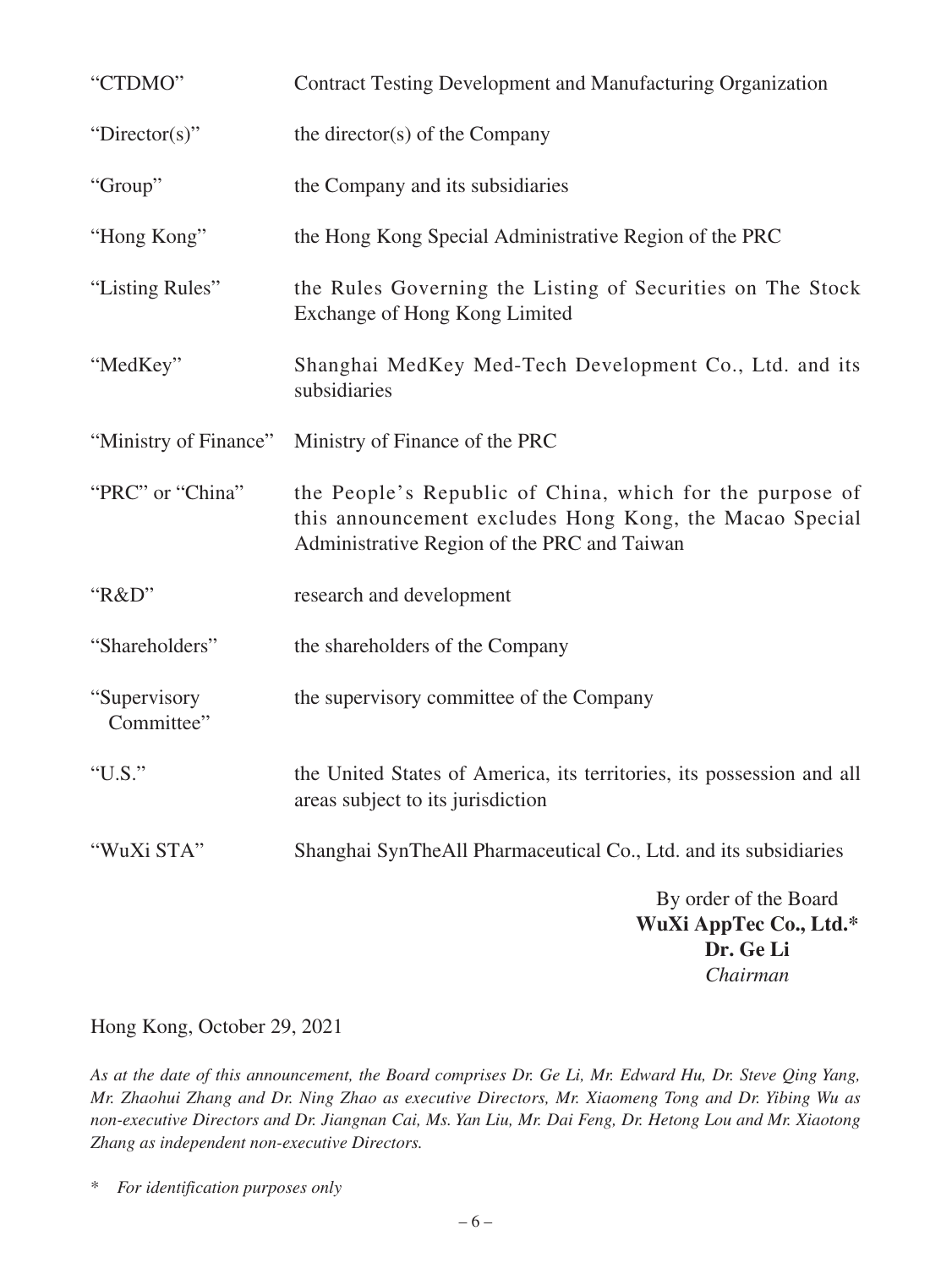| | |
|---|---|
| "CTDMO" | Contract Testing Development and Manufacturing Organization |
| "Director(s)" | the director(s) of the Company |
| "Group" | the Company and its subsidiaries |
| "Hong Kong" | the Hong Kong Special Administrative Region of the PRC |
| "Listing Rules" | the Rules Governing the Listing of Securities on The Stock Exchange of Hong Kong Limited |
| "MedKey" | Shanghai MedKey Med-Tech Development Co., Ltd. and its subsidiaries |
| "Ministry of Finance" | Ministry of Finance of the PRC |
| "PRC" or "China" | the People's Republic of China, which for the purpose of this announcement excludes Hong Kong, the Macao Special Administrative Region of the PRC and Taiwan |
| "R&D" | research and development |
| "Shareholders" | the shareholders of the Company |
| "Supervisory Committee" | the supervisory committee of the Company |
| "U.S." | the United States of America, its territories, its possession and all areas subject to its jurisdiction |
| "WuXi STA" | Shanghai SynTheAll Pharmaceutical Co., Ltd. and its subsidiaries |

By order of the Board
**WuXi AppTec Co., Ltd.***
**Dr. Ge Li**
*Chairman*

Hong Kong, October 29, 2021

*As at the date of this announcement, the Board comprises Dr. Ge Li, Mr. Edward Hu, Dr. Steve Qing Yang, Mr. Zhaohui Zhang and Dr. Ning Zhao as executive Directors, Mr. Xiaomeng Tong and Dr. Yibing Wu as non-executive Directors and Dr. Jiangnan Cai, Ms. Yan Liu, Mr. Dai Feng, Dr. Hetong Lou and Mr. Xiaotong Zhang as independent non-executive Directors.*

\* *For identification purposes only*